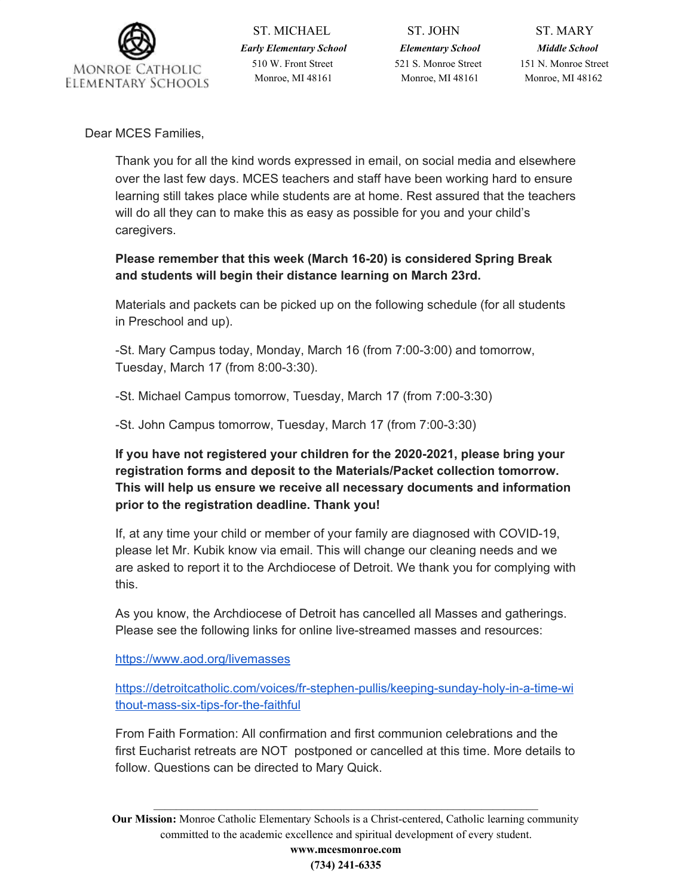MONROE CATHOLIC ELEMENTARY SCHOOLS

| ST. MICHAEL | ST. JOHN | ST. MARY |
|---|---|---|
| ***Early Elementary School*** | ***Elementary School*** | ***Middle School*** |
| 510 W. Front Street | 521 S. Monroe Street | 151 N. Monroe Street |
| Monroe, MI 48161 | Monroe, MI 48161 | Monroe, MI 48162 |

Dear MCES Families,

Thank you for all the kind words expressed in email, on social media and elsewhere over the last few days. MCES teachers and staff have been working hard to ensure learning still takes place while students are at home. Rest assured that the teachers will do all they can to make this as easy as possible for you and your child's caregivers.

**Please remember that this week (March 16-20) is considered Spring Break and students will begin their distance learning on March 23rd.**

Materials and packets can be picked up on the following schedule (for all students in Preschool and up).

-St. Mary Campus today, Monday, March 16 (from 7:00-3:00) and tomorrow, Tuesday, March 17 (from 8:00-3:30).

-St. Michael Campus tomorrow, Tuesday, March 17 (from 7:00-3:30)

-St. John Campus tomorrow, Tuesday, March 17 (from 7:00-3:30)

**If you have not registered your children for the 2020-2021, please bring your registration forms and deposit to the Materials/Packet collection tomorrow. This will help us ensure we receive all necessary documents and information prior to the registration deadline. Thank you!**

If, at any time your child or member of your family are diagnosed with COVID-19, please let Mr. Kubik know via email. This will change our cleaning needs and we are asked to report it to the Archdiocese of Detroit. We thank you for complying with this.

As you know, the Archdiocese of Detroit has cancelled all Masses and gatherings. Please see the following links for online live-streamed masses and resources:

https://www.aod.org/livemasses

https://detroitcatholic.com/voices/fr-stephen-pullis/keeping-sunday-holy-in-a-time-without-mass-six-tips-for-the-faithful

From Faith Formation: All confirmation and first communion celebrations and the first Eucharist retreats are NOT postponed or cancelled at this time. More details to follow. Questions can be directed to Mary Quick.

---

**Our Mission:** Monroe Catholic Elementary Schools is a Christ-centered, Catholic learning community committed to the academic excellence and spiritual development of every student.

**www.mcesmonroe.com**

**(734) 241-6335**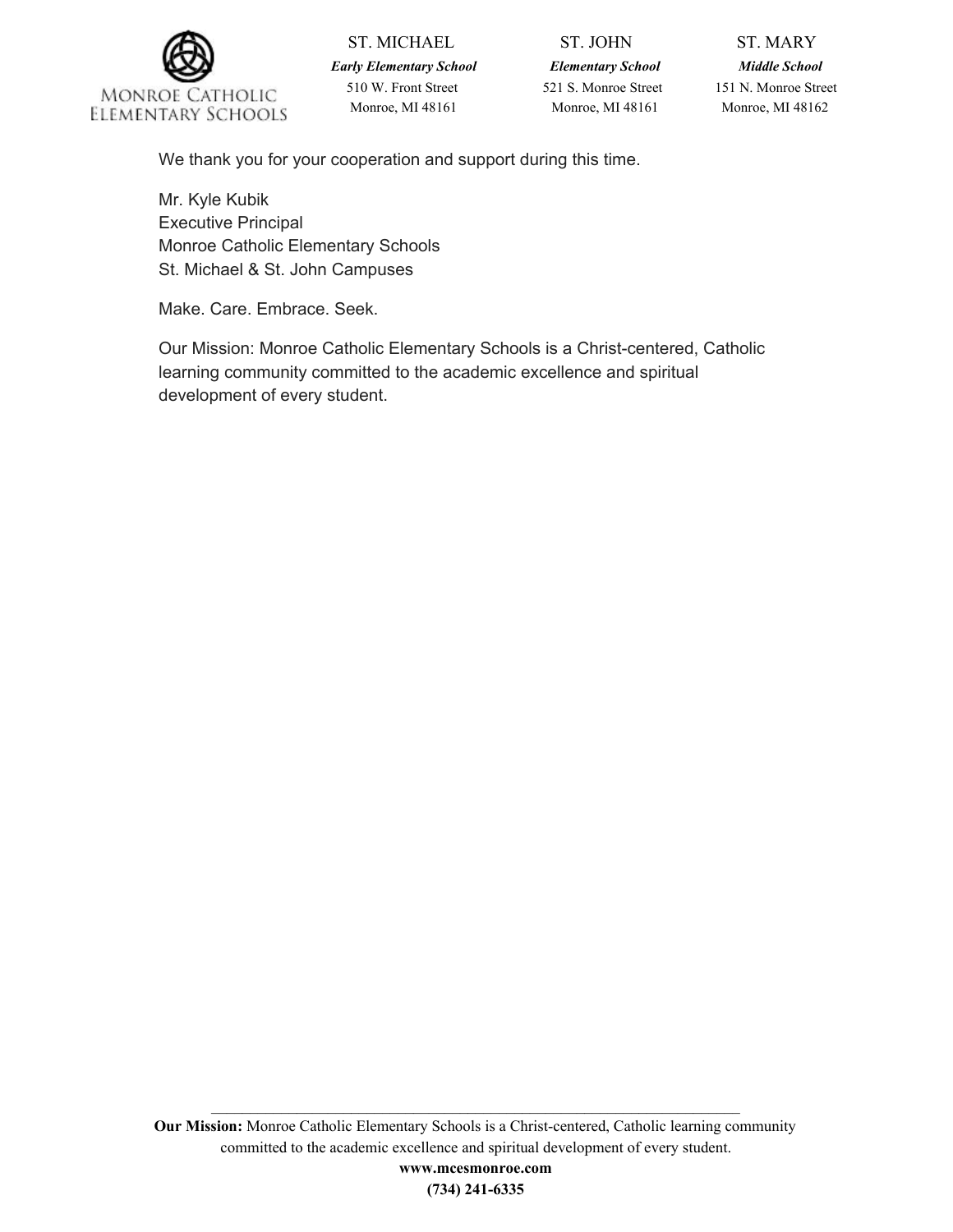We thank you for your cooperation and support during this time.

Mr. Kyle Kubik
Executive Principal
Monroe Catholic Elementary Schools
St. Michael & St. John Campuses

Make. Care. Embrace. Seek.

Our Mission: Monroe Catholic Elementary Schools is a Christ-centered, Catholic learning community committed to the academic excellence and spiritual development of every student.